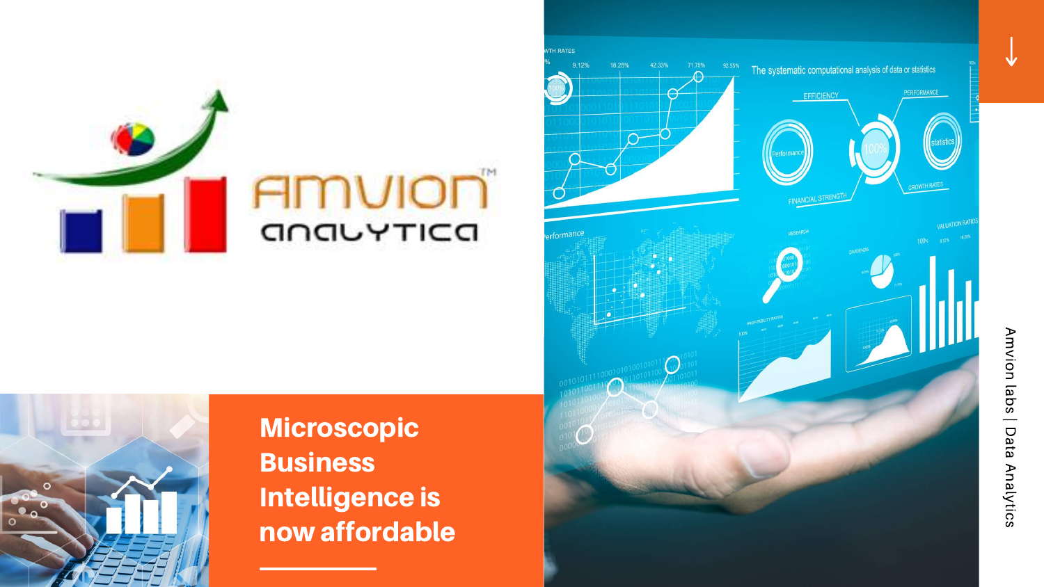# Microscopic Business Intelligence is now affordable

Amvion labs | Data Analytics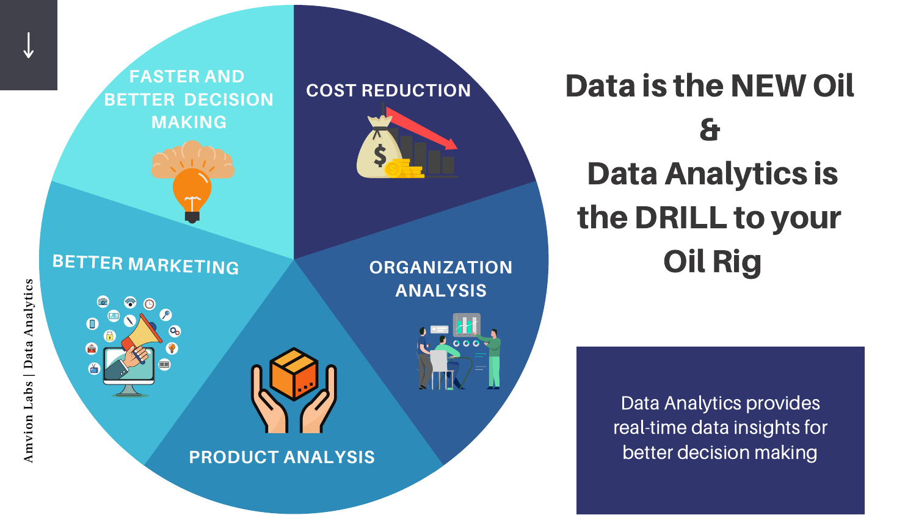# Data is the NEW Oil & Data Analytics is the DRILL to your Oil Rig

- FASTER AND BETTER DECISION MAKING
- COST REDUCTION
- ORGANIZATION ANALYSIS
- PRODUCT ANALYSIS
- BETTER MARKETING

Data Analytics provides real-time data insights for better decision making

Amvion Labs | Data Analytics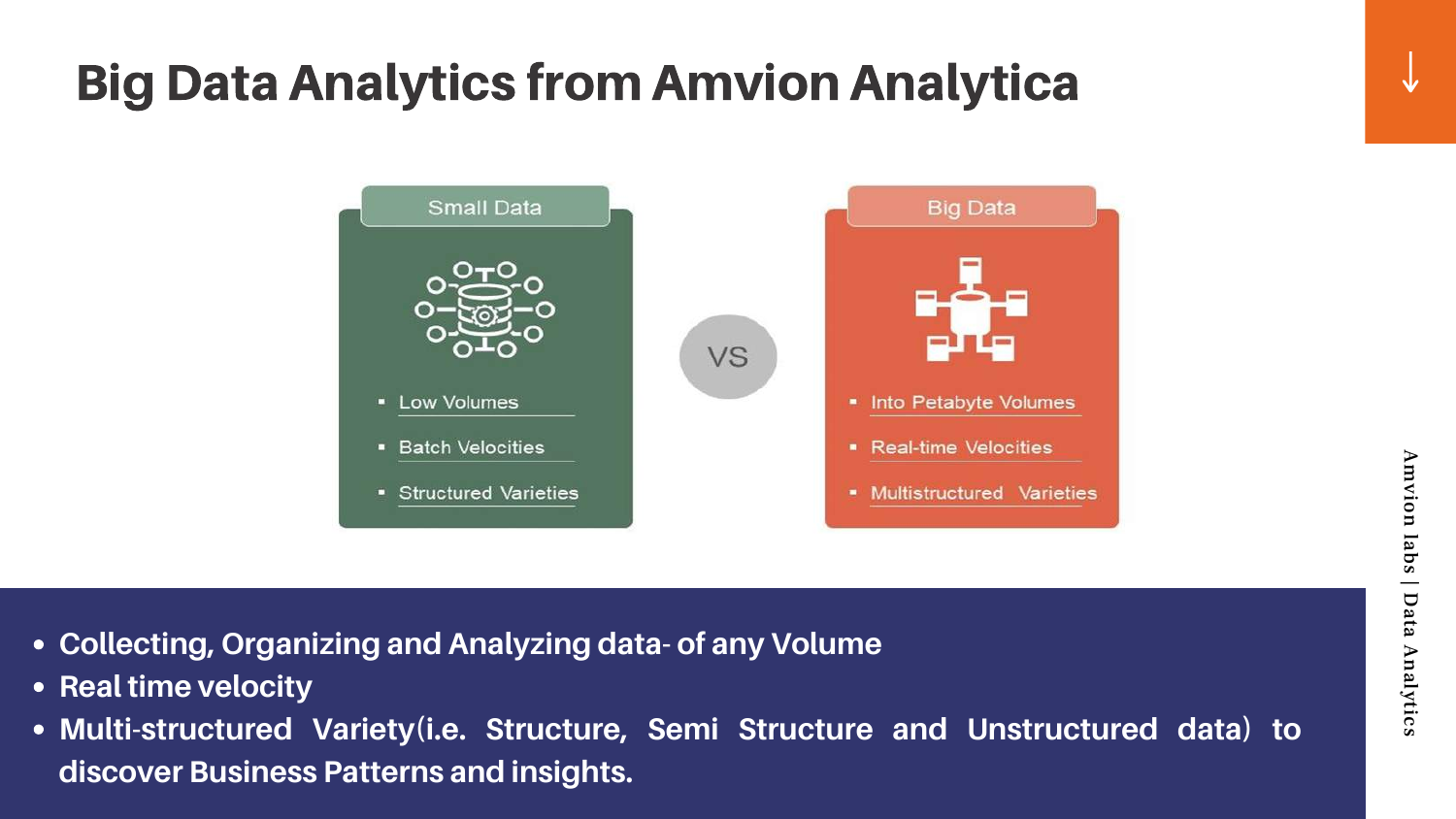# Big Data Analytics from Amvion Analytica

| Small Data | Big Data |
| --- | --- |
| Low Volumes | Into Petabyte Volumes |
| Batch Velocities | Real-time Velocities |
| Structured Varieties | Multistructured Varieties |

VS

- **Collecting, Organizing and Analyzing data- of any Volume**
- **Real time velocity**
- **Multi-structured Variety(i.e. Structure, Semi Structure and Unstructured data) to discover Business Patterns and insights.**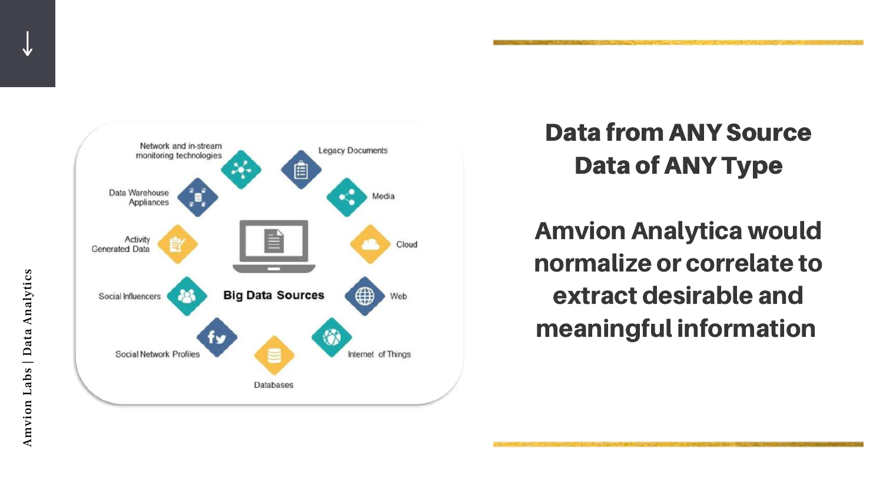Big Data Sources

- Network and in-stream monitoring technologies
- Legacy Documents
- Data Warehouse Appliances
- Media
- Activity Generated Data
- Cloud
- Social Influencers
- Web
- Social Network Profiles
- Databases
- Internet of Things

## Data from ANY Source
## Data of ANY Type

## Amvion Analytica would normalize or correlate to extract desirable and meaningful information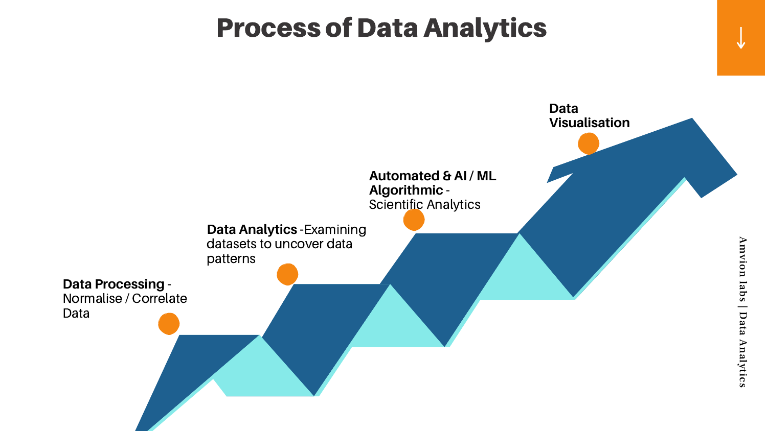# Process of Data Analytics

**Data Processing** - Normalise / Correlate Data

**Data Analytics** -Examining datasets to uncover data patterns

**Automated & AI / ML Algorithmic** - Scientific Analytics

**Data Visualisation**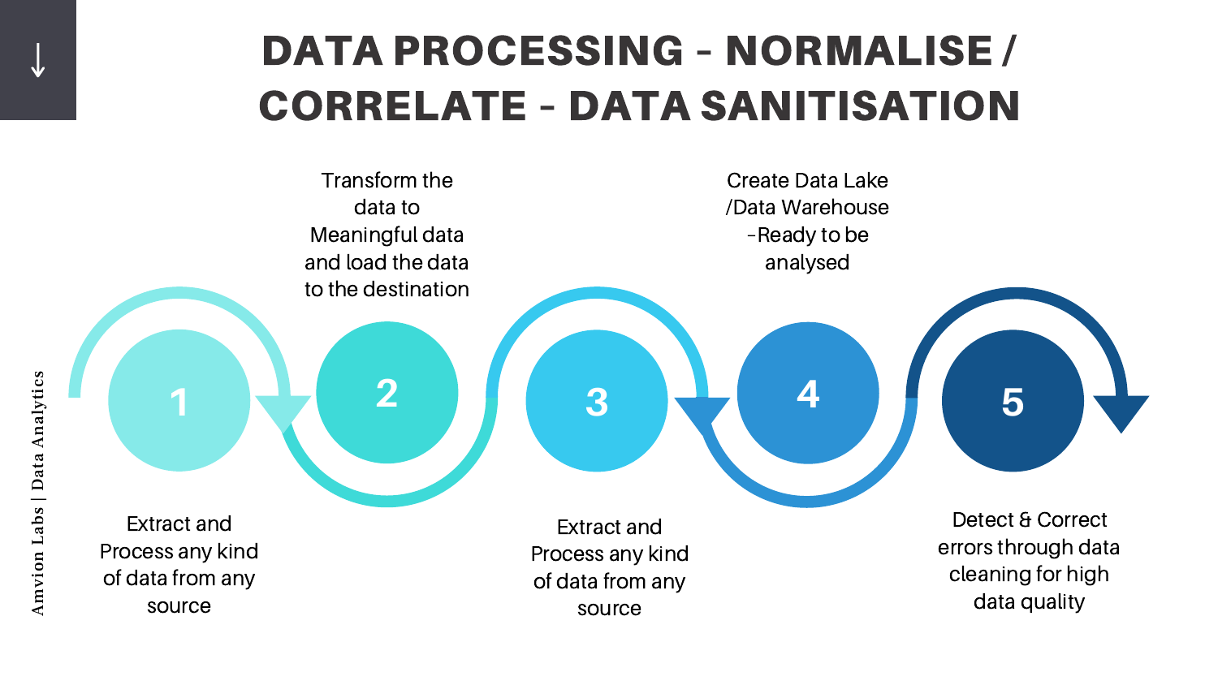# DATA PROCESSING - NORMALISE / CORRELATE - DATA SANITISATION

1. Extract and Process any kind of data from any source
2. Transform the data to Meaningful data and load the data to the destination
3. Extract and Process any kind of data from any source
4. Create Data Lake /Data Warehouse -Ready to be analysed
5. Detect & Correct errors through data cleaning for high data quality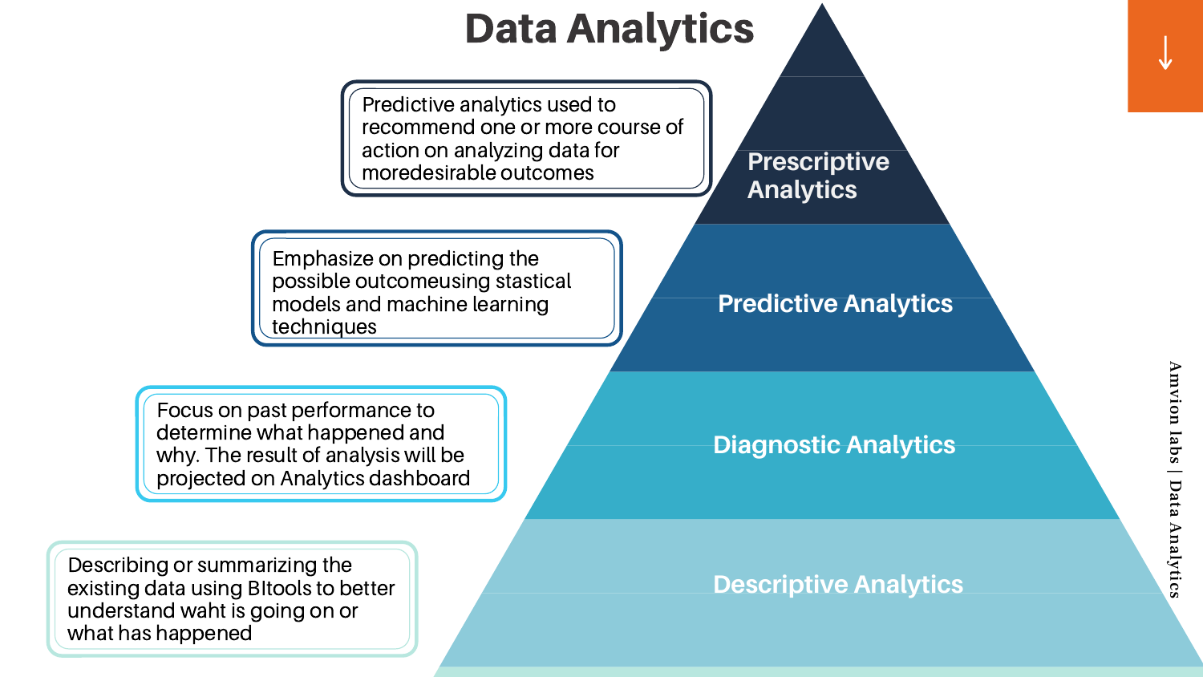# Data Analytics

## Prescriptive Analytics

Predictive analytics used to recommend one or more course of action on analyzing data for moredesirable outcomes

## Predictive Analytics

Emphasize on predicting the possible outcomeusing stastical models and machine learning techniques

## Diagnostic Analytics

Focus on past performance to determine what happened and why. The result of analysis will be projected on Analytics dashboard

## Descriptive Analytics

Describing or summarizing the existing data using BItools to better understand waht is going on or what has happened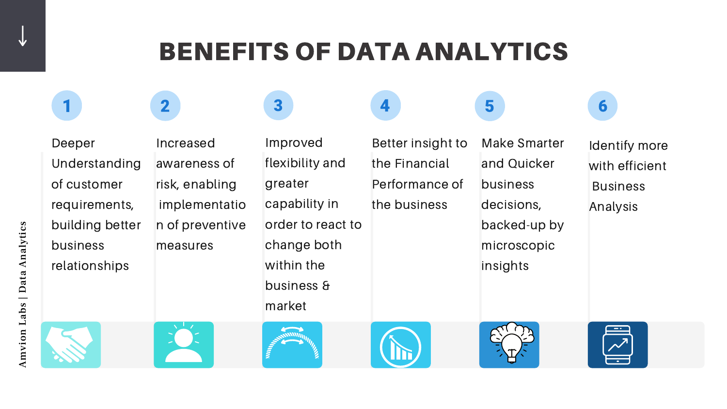# BENEFITS OF DATA ANALYTICS

1. Deeper Understanding of customer requirements, building better business relationships
2. Increased awareness of risk, enabling implementation of preventive measures
3. Improved flexibility and greater capability in order to react to change both within the business & market
4. Better insight to the Financial Performance of the business
5. Make Smarter and Quicker business decisions, backed-up by microscopic insights
6. Identify more with efficient Business Analysis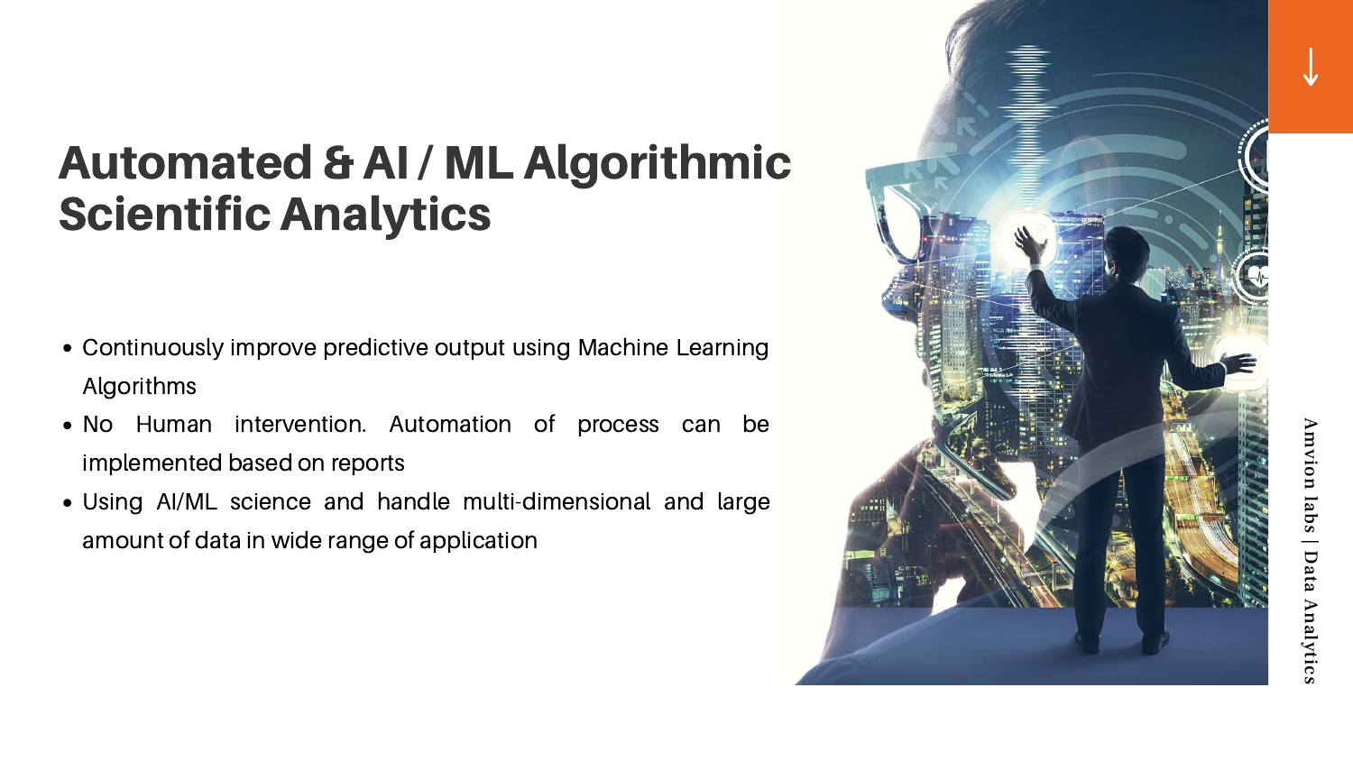# Automated & AI / ML Algorithmic Scientific Analytics

- Continuously improve predictive output using Machine Learning Algorithms
- No Human intervention. Automation of process can be implemented based on reports
- Using AI/ML science and handle multi-dimensional and large amount of data in wide range of application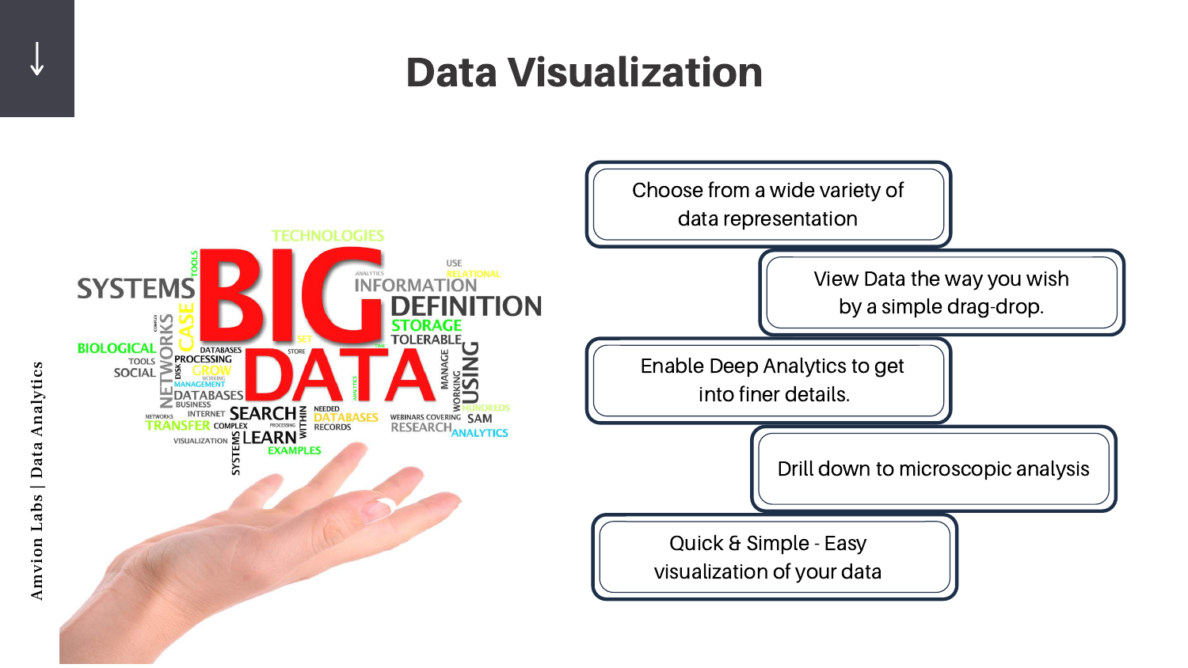# Data Visualization

- Choose from a wide variety of data representation
- View Data the way you wish by a simple drag-drop.
- Enable Deep Analytics to get into finer details.
- Drill down to microscopic analysis
- Quick & Simple - Easy visualization of your data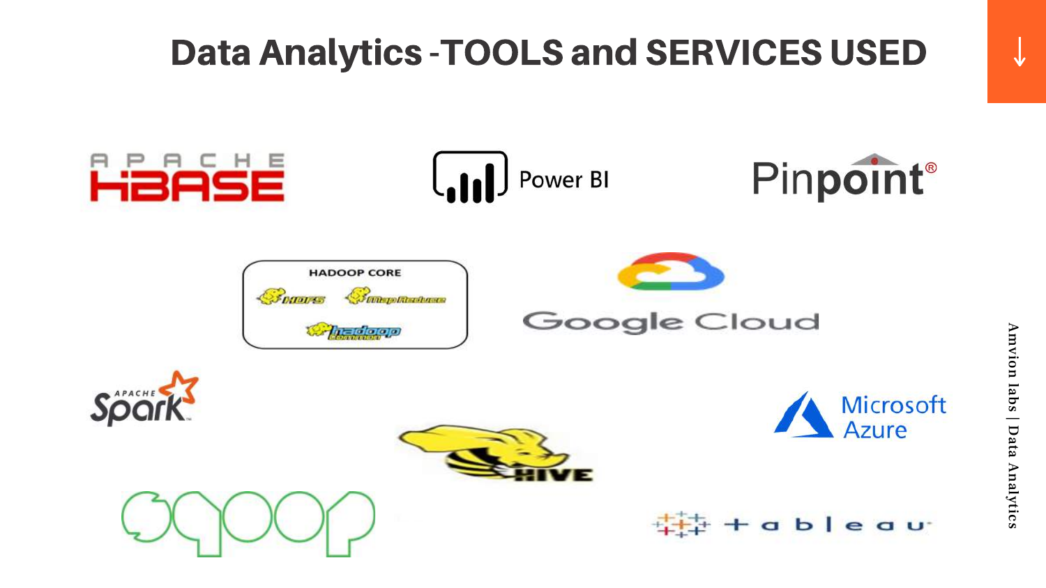# Data Analytics -TOOLS and SERVICES USED

APACHE HBASE

Power BI

Pinpoint®

HADOOP CORE

HDFS

MapReduce

hadoop Common

Google Cloud

APACHE Spark

Microsoft Azure

HIVE

sqoop

tableau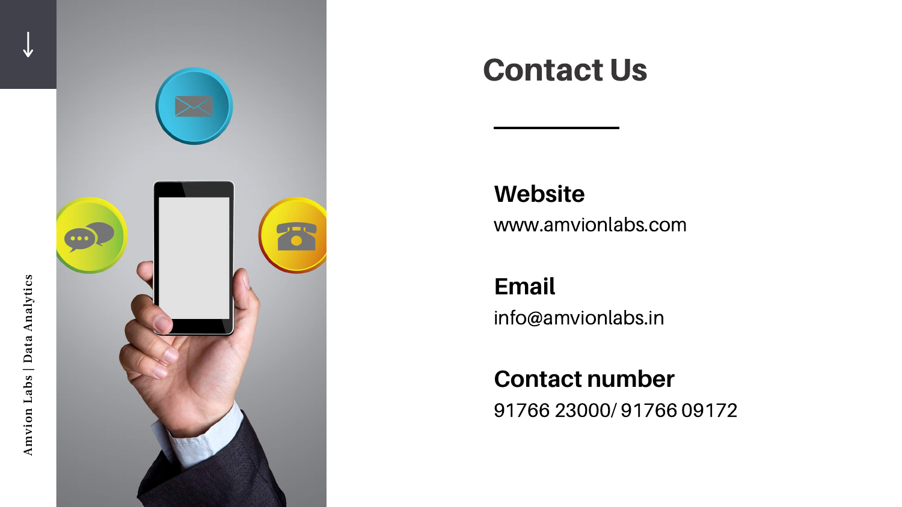# Contact Us

**Website**

www.amvionlabs.com

**Email**

info@amvionlabs.in

**Contact number**

91766 23000/ 91766 09172